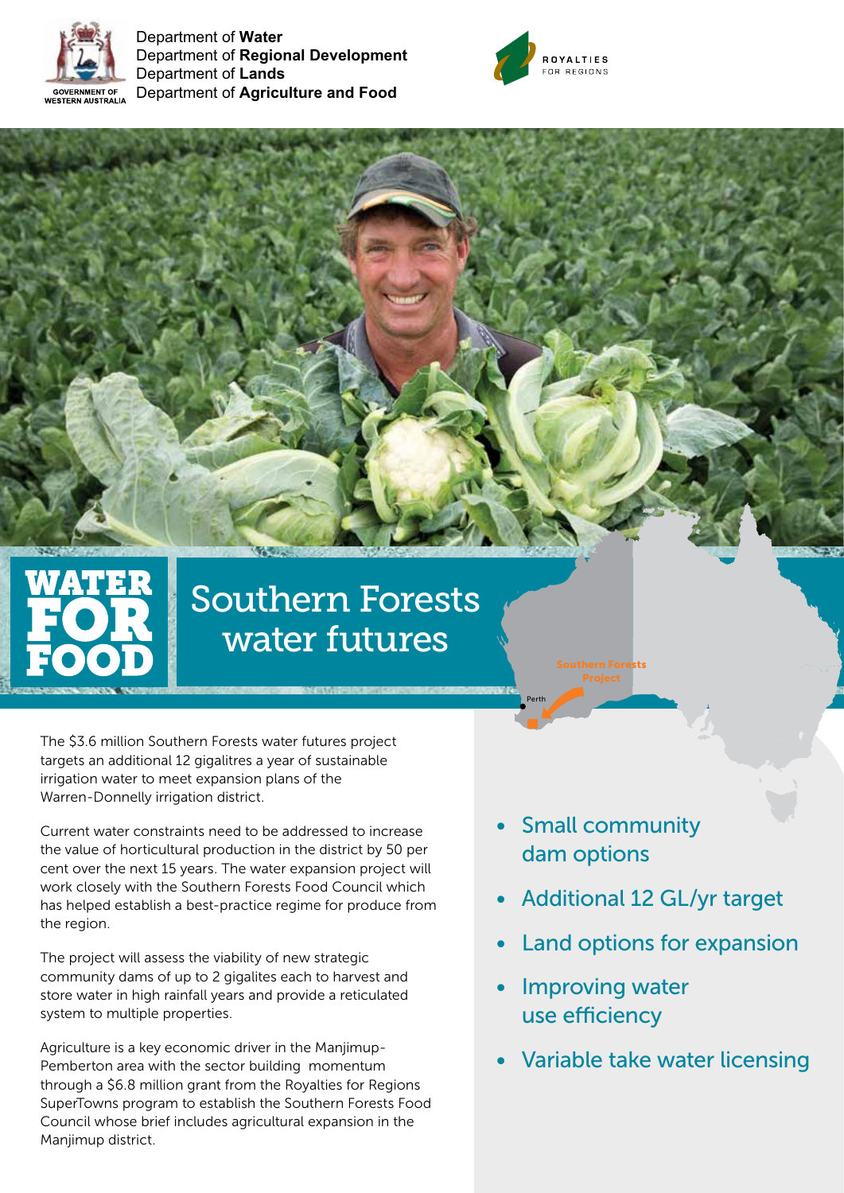Department of **Water**
Department of **Regional Development**
Department of **Lands**
Department of **Agriculture and Food**

GOVERNMENT OF WESTERN AUSTRALIA

ROYALTIES FOR REGIONS

# WATER FOR FOOD

# Southern Forests water futures

Southern Forests Project

Perth

The $3.6 million Southern Forests water futures project targets an additional 12 gigalitres a year of sustainable irrigation water to meet expansion plans of the Warren-Donnelly irrigation district.

Current water constraints need to be addressed to increase the value of horticultural production in the district by 50 per cent over the next 15 years. The water expansion project will work closely with the Southern Forests Food Council which has helped establish a best-practice regime for produce from the region.

The project will assess the viability of new strategic community dams of up to 2 gigalites each to harvest and store water in high rainfall years and provide a reticulated system to multiple properties.

Agriculture is a key economic driver in the Manjimup-Pemberton area with the sector building momentum through a $6.8 million grant from the Royalties for Regions SuperTowns program to establish the Southern Forests Food Council whose brief includes agricultural expansion in the Manjimup district.

- Small community dam options
- Additional 12 GL/yr target
- Land options for expansion
- Improving water use efficiency
- Variable take water licensing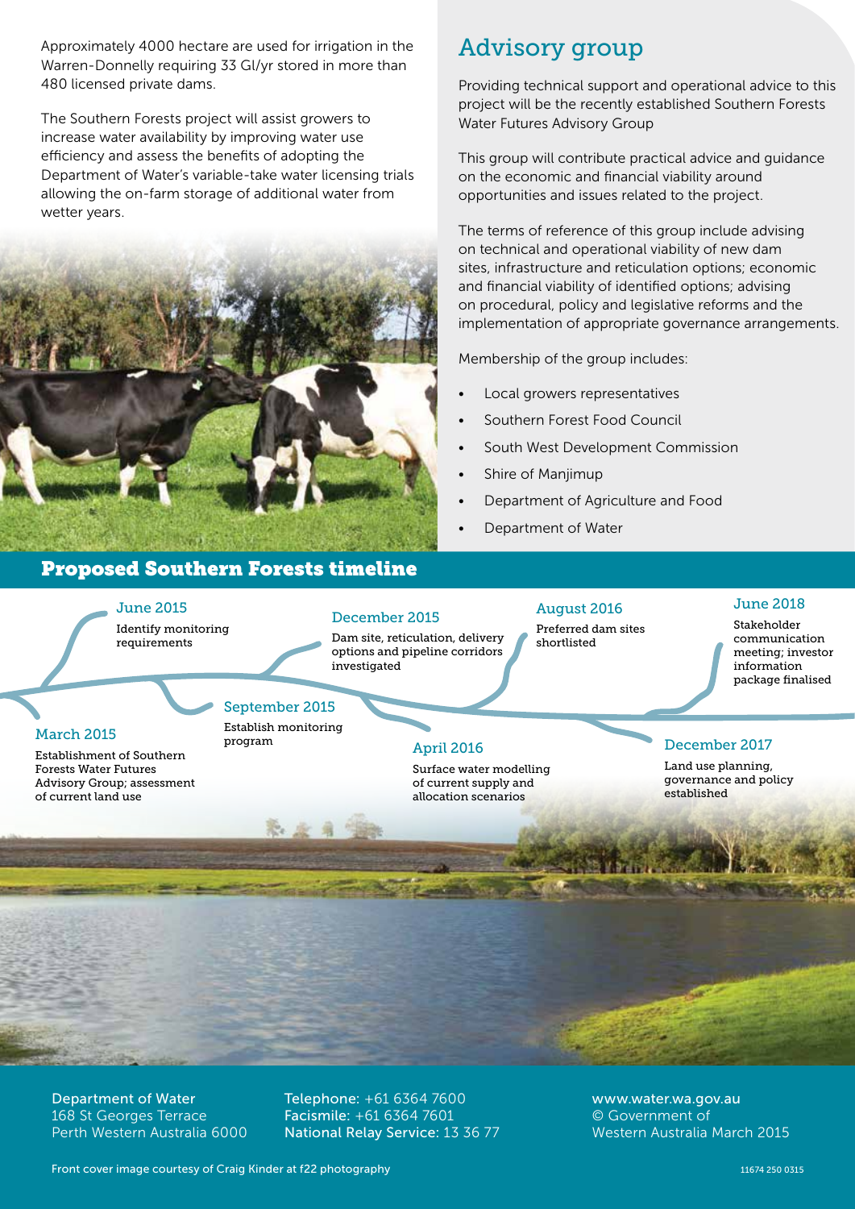Approximately 4000 hectare are used for irrigation in the Warren-Donnelly requiring 33 Gl/yr stored in more than 480 licensed private dams.

The Southern Forests project will assist growers to increase water availability by improving water use efficiency and assess the benefits of adopting the Department of Water's variable-take water licensing trials allowing the on-farm storage of additional water from wetter years.

## Advisory group

Providing technical support and operational advice to this project will be the recently established Southern Forests Water Futures Advisory Group

This group will contribute practical advice and guidance on the economic and financial viability around opportunities and issues related to the project.

The terms of reference of this group include advising on technical and operational viability of new dam sites, infrastructure and reticulation options; economic and financial viability of identified options; advising on procedural, policy and legislative reforms and the implementation of appropriate governance arrangements.

Membership of the group includes:

- Local growers representatives
- Southern Forest Food Council
- South West Development Commission
- Shire of Manjimup
- Department of Agriculture and Food
- Department of Water

## Proposed Southern Forests timeline

March 2015
Establishment of Southern Forests Water Futures Advisory Group; assessment of current land use

June 2015
Identify monitoring requirements

September 2015
Establish monitoring program

December 2015
Dam site, reticulation, delivery options and pipeline corridors investigated

April 2016
Surface water modelling of current supply and allocation scenarios

August 2016
Preferred dam sites shortlisted

December 2017
Land use planning, governance and policy established

June 2018
Stakeholder communication meeting; investor information package finalised

**Department of Water**
168 St Georges Terrace
Perth Western Australia 6000

**Telephone:** +61 6364 7600
**Facisimile:** +61 6364 7601
**National Relay Service:** 13 36 77

**www.water.wa.gov.au**
© Government of Western Australia March 2015

Front cover image courtesy of Craig Kinder at f22 photography

11674 250 0315